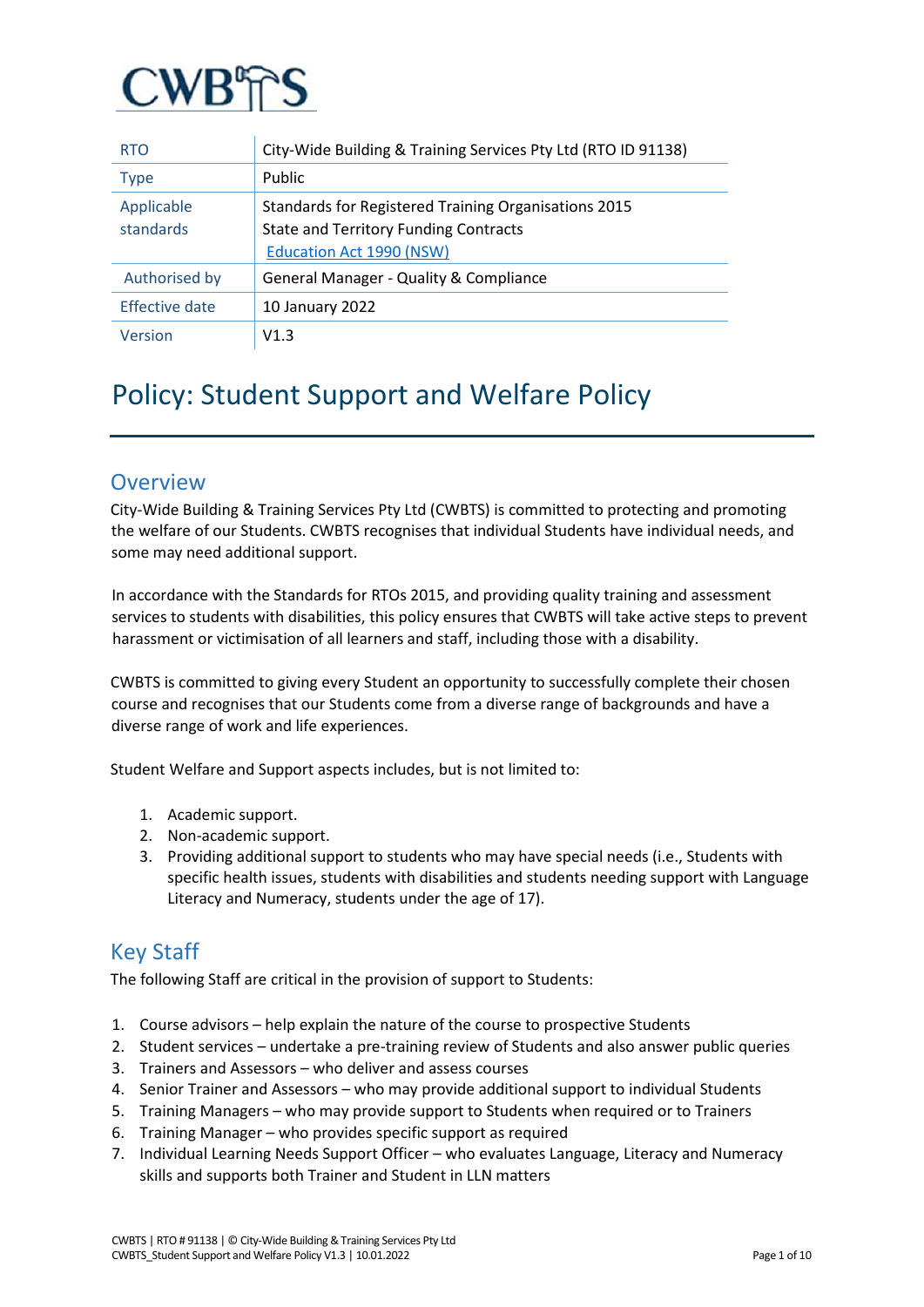CWBTS

| RTO | City-Wide Building & Training Services Pty Ltd (RTO ID 91138) |
|---|---|
| Type | Public |
| Applicable standards | Standards for Registered Training Organisations 2015<br>State and Territory Funding Contracts<br>Education Act 1990 (NSW) |
| Authorised by | General Manager - Quality & Compliance |
| Effective date | 10 January 2022 |
| Version | V1.3 |

# Policy: Student Support and Welfare Policy

## Overview

City-Wide Building & Training Services Pty Ltd (CWBTS) is committed to protecting and promoting the welfare of our Students. CWBTS recognises that individual Students have individual needs, and some may need additional support.

In accordance with the Standards for RTOs 2015, and providing quality training and assessment services to students with disabilities, this policy ensures that CWBTS will take active steps to prevent harassment or victimisation of all learners and staff, including those with a disability.

CWBTS is committed to giving every Student an opportunity to successfully complete their chosen course and recognises that our Students come from a diverse range of backgrounds and have a diverse range of work and life experiences.

Student Welfare and Support aspects includes, but is not limited to:

1. Academic support.
2. Non-academic support.
3. Providing additional support to students who may have special needs (i.e., Students with specific health issues, students with disabilities and students needing support with Language Literacy and Numeracy, students under the age of 17).

## Key Staff

The following Staff are critical in the provision of support to Students:

1. Course advisors – help explain the nature of the course to prospective Students
2. Student services – undertake a pre-training review of Students and also answer public queries
3. Trainers and Assessors – who deliver and assess courses
4. Senior Trainer and Assessors – who may provide additional support to individual Students
5. Training Managers – who may provide support to Students when required or to Trainers
6. Training Manager – who provides specific support as required
7. Individual Learning Needs Support Officer – who evaluates Language, Literacy and Numeracy skills and supports both Trainer and Student in LLN matters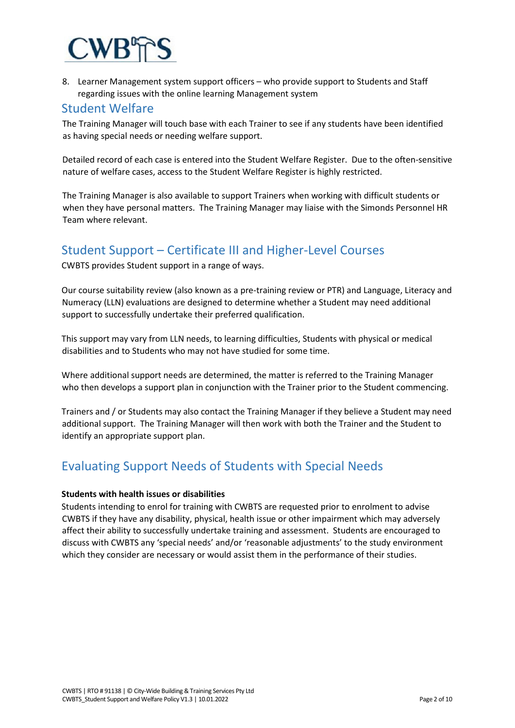8. Learner Management system support officers – who provide support to Students and Staff regarding issues with the online learning Management system

## Student Welfare

The Training Manager will touch base with each Trainer to see if any students have been identified as having special needs or needing welfare support.

Detailed record of each case is entered into the Student Welfare Register. Due to the often-sensitive nature of welfare cases, access to the Student Welfare Register is highly restricted.

The Training Manager is also available to support Trainers when working with difficult students or when they have personal matters. The Training Manager may liaise with the Simonds Personnel HR Team where relevant.

## Student Support – Certificate III and Higher-Level Courses

CWBTS provides Student support in a range of ways.

Our course suitability review (also known as a pre-training review or PTR) and Language, Literacy and Numeracy (LLN) evaluations are designed to determine whether a Student may need additional support to successfully undertake their preferred qualification.

This support may vary from LLN needs, to learning difficulties, Students with physical or medical disabilities and to Students who may not have studied for some time.

Where additional support needs are determined, the matter is referred to the Training Manager who then develops a support plan in conjunction with the Trainer prior to the Student commencing.

Trainers and / or Students may also contact the Training Manager if they believe a Student may need additional support. The Training Manager will then work with both the Trainer and the Student to identify an appropriate support plan.

## Evaluating Support Needs of Students with Special Needs

**Students with health issues or disabilities**

Students intending to enrol for training with CWBTS are requested prior to enrolment to advise CWBTS if they have any disability, physical, health issue or other impairment which may adversely affect their ability to successfully undertake training and assessment. Students are encouraged to discuss with CWBTS any 'special needs' and/or 'reasonable adjustments' to the study environment which they consider are necessary or would assist them in the performance of their studies.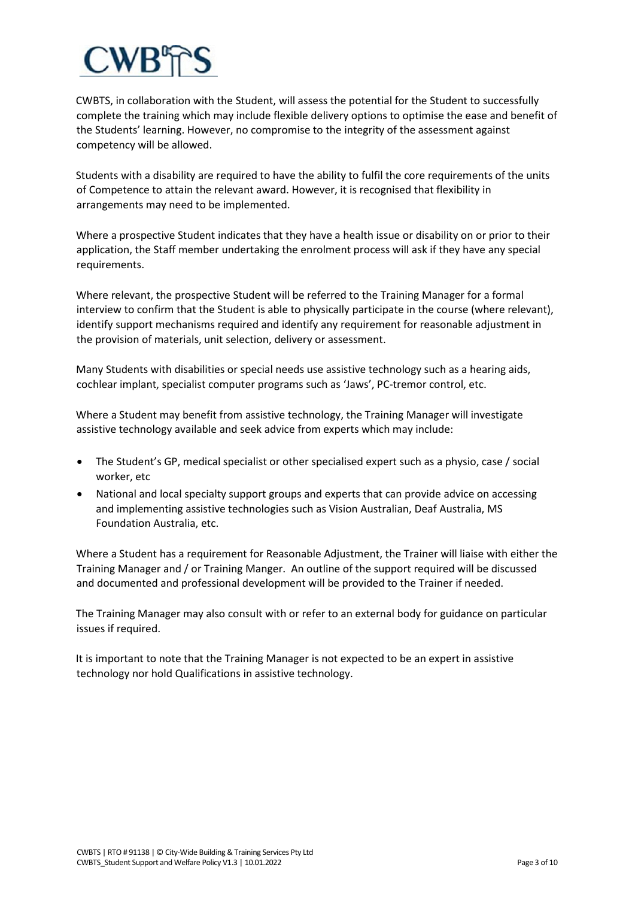CWBTS, in collaboration with the Student, will assess the potential for the Student to successfully complete the training which may include flexible delivery options to optimise the ease and benefit of the Students' learning. However, no compromise to the integrity of the assessment against competency will be allowed.

Students with a disability are required to have the ability to fulfil the core requirements of the units of Competence to attain the relevant award. However, it is recognised that flexibility in arrangements may need to be implemented.

Where a prospective Student indicates that they have a health issue or disability on or prior to their application, the Staff member undertaking the enrolment process will ask if they have any special requirements.

Where relevant, the prospective Student will be referred to the Training Manager for a formal interview to confirm that the Student is able to physically participate in the course (where relevant), identify support mechanisms required and identify any requirement for reasonable adjustment in the provision of materials, unit selection, delivery or assessment.

Many Students with disabilities or special needs use assistive technology such as a hearing aids, cochlear implant, specialist computer programs such as 'Jaws', PC-tremor control, etc.

Where a Student may benefit from assistive technology, the Training Manager will investigate assistive technology available and seek advice from experts which may include:

- The Student's GP, medical specialist or other specialised expert such as a physio, case / social worker, etc
- National and local specialty support groups and experts that can provide advice on accessing and implementing assistive technologies such as Vision Australian, Deaf Australia, MS Foundation Australia, etc.

Where a Student has a requirement for Reasonable Adjustment, the Trainer will liaise with either the Training Manager and / or Training Manger. An outline of the support required will be discussed and documented and professional development will be provided to the Trainer if needed.

The Training Manager may also consult with or refer to an external body for guidance on particular issues if required.

It is important to note that the Training Manager is not expected to be an expert in assistive technology nor hold Qualifications in assistive technology.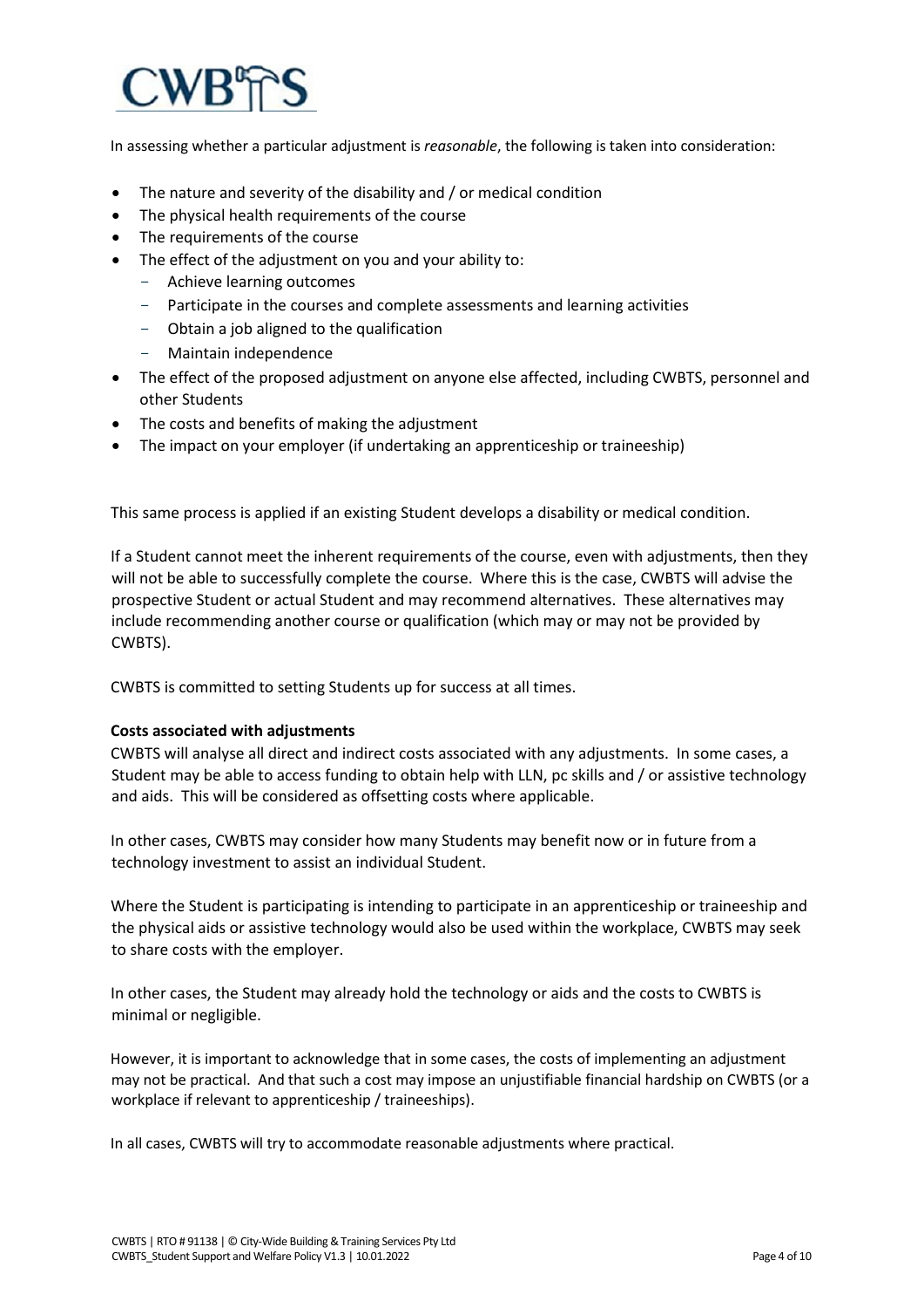In assessing whether a particular adjustment is *reasonable*, the following is taken into consideration:

- The nature and severity of the disability and / or medical condition
- The physical health requirements of the course
- The requirements of the course
- The effect of the adjustment on you and your ability to:
  - Achieve learning outcomes
  - Participate in the courses and complete assessments and learning activities
  - Obtain a job aligned to the qualification
  - Maintain independence
- The effect of the proposed adjustment on anyone else affected, including CWBTS, personnel and other Students
- The costs and benefits of making the adjustment
- The impact on your employer (if undertaking an apprenticeship or traineeship)

This same process is applied if an existing Student develops a disability or medical condition.

If a Student cannot meet the inherent requirements of the course, even with adjustments, then they will not be able to successfully complete the course. Where this is the case, CWBTS will advise the prospective Student or actual Student and may recommend alternatives. These alternatives may include recommending another course or qualification (which may or may not be provided by CWBTS).

CWBTS is committed to setting Students up for success at all times.

**Costs associated with adjustments**

CWBTS will analyse all direct and indirect costs associated with any adjustments. In some cases, a Student may be able to access funding to obtain help with LLN, pc skills and / or assistive technology and aids. This will be considered as offsetting costs where applicable.

In other cases, CWBTS may consider how many Students may benefit now or in future from a technology investment to assist an individual Student.

Where the Student is participating is intending to participate in an apprenticeship or traineeship and the physical aids or assistive technology would also be used within the workplace, CWBTS may seek to share costs with the employer.

In other cases, the Student may already hold the technology or aids and the costs to CWBTS is minimal or negligible.

However, it is important to acknowledge that in some cases, the costs of implementing an adjustment may not be practical. And that such a cost may impose an unjustifiable financial hardship on CWBTS (or a workplace if relevant to apprenticeship / traineeships).

In all cases, CWBTS will try to accommodate reasonable adjustments where practical.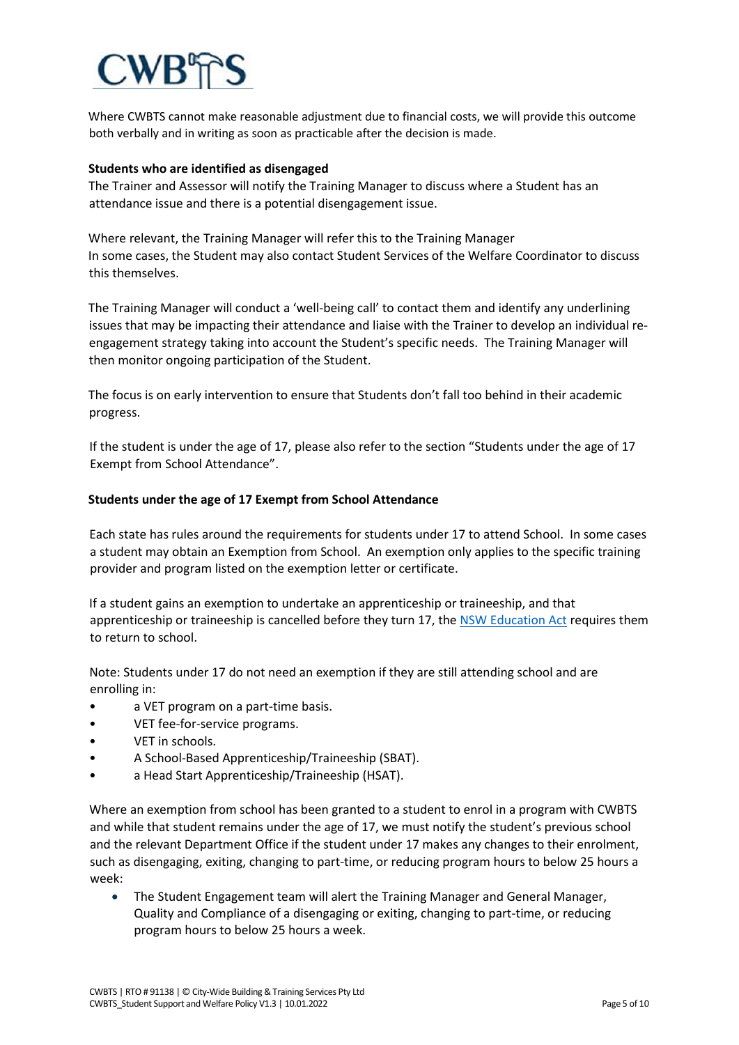Where CWBTS cannot make reasonable adjustment due to financial costs, we will provide this outcome both verbally and in writing as soon as practicable after the decision is made.

**Students who are identified as disengaged**

The Trainer and Assessor will notify the Training Manager to discuss where a Student has an attendance issue and there is a potential disengagement issue.

Where relevant, the Training Manager will refer this to the Training Manager
In some cases, the Student may also contact Student Services of the Welfare Coordinator to discuss this themselves.

The Training Manager will conduct a 'well-being call' to contact them and identify any underlining issues that may be impacting their attendance and liaise with the Trainer to develop an individual re-engagement strategy taking into account the Student's specific needs. The Training Manager will then monitor ongoing participation of the Student.

The focus is on early intervention to ensure that Students don't fall too behind in their academic progress.

If the student is under the age of 17, please also refer to the section "Students under the age of 17 Exempt from School Attendance".

**Students under the age of 17 Exempt from School Attendance**

Each state has rules around the requirements for students under 17 to attend School. In some cases a student may obtain an Exemption from School. An exemption only applies to the specific training provider and program listed on the exemption letter or certificate.

If a student gains an exemption to undertake an apprenticeship or traineeship, and that apprenticeship or traineeship is cancelled before they turn 17, the NSW Education Act requires them to return to school.

Note: Students under 17 do not need an exemption if they are still attending school and are enrolling in:

- a VET program on a part-time basis.
- VET fee-for-service programs.
- VET in schools.
- A School-Based Apprenticeship/Traineeship (SBAT).
- a Head Start Apprenticeship/Traineeship (HSAT).

Where an exemption from school has been granted to a student to enrol in a program with CWBTS and while that student remains under the age of 17, we must notify the student's previous school and the relevant Department Office if the student under 17 makes any changes to their enrolment, such as disengaging, exiting, changing to part-time, or reducing program hours to below 25 hours a week:

- The Student Engagement team will alert the Training Manager and General Manager, Quality and Compliance of a disengaging or exiting, changing to part-time, or reducing program hours to below 25 hours a week.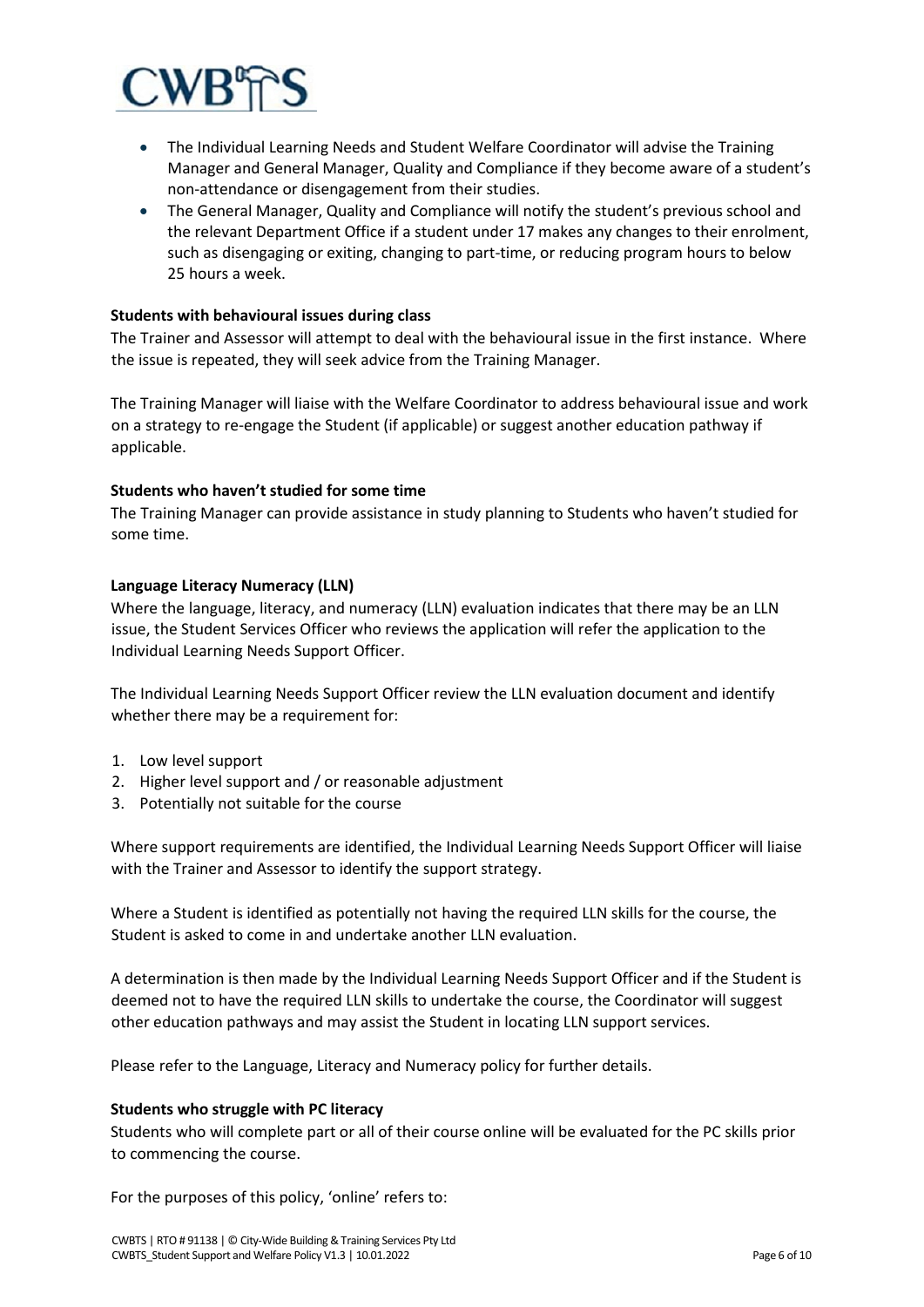- The Individual Learning Needs and Student Welfare Coordinator will advise the Training Manager and General Manager, Quality and Compliance if they become aware of a student's non-attendance or disengagement from their studies.
- The General Manager, Quality and Compliance will notify the student's previous school and the relevant Department Office if a student under 17 makes any changes to their enrolment, such as disengaging or exiting, changing to part-time, or reducing program hours to below 25 hours a week.

**Students with behavioural issues during class**

The Trainer and Assessor will attempt to deal with the behavioural issue in the first instance. Where the issue is repeated, they will seek advice from the Training Manager.

The Training Manager will liaise with the Welfare Coordinator to address behavioural issue and work on a strategy to re-engage the Student (if applicable) or suggest another education pathway if applicable.

**Students who haven't studied for some time**

The Training Manager can provide assistance in study planning to Students who haven't studied for some time.

**Language Literacy Numeracy (LLN)**

Where the language, literacy, and numeracy (LLN) evaluation indicates that there may be an LLN issue, the Student Services Officer who reviews the application will refer the application to the Individual Learning Needs Support Officer.

The Individual Learning Needs Support Officer review the LLN evaluation document and identify whether there may be a requirement for:

1. Low level support
2. Higher level support and / or reasonable adjustment
3. Potentially not suitable for the course

Where support requirements are identified, the Individual Learning Needs Support Officer will liaise with the Trainer and Assessor to identify the support strategy.

Where a Student is identified as potentially not having the required LLN skills for the course, the Student is asked to come in and undertake another LLN evaluation.

A determination is then made by the Individual Learning Needs Support Officer and if the Student is deemed not to have the required LLN skills to undertake the course, the Coordinator will suggest other education pathways and may assist the Student in locating LLN support services.

Please refer to the Language, Literacy and Numeracy policy for further details.

**Students who struggle with PC literacy**

Students who will complete part or all of their course online will be evaluated for the PC skills prior to commencing the course.

For the purposes of this policy, 'online' refers to: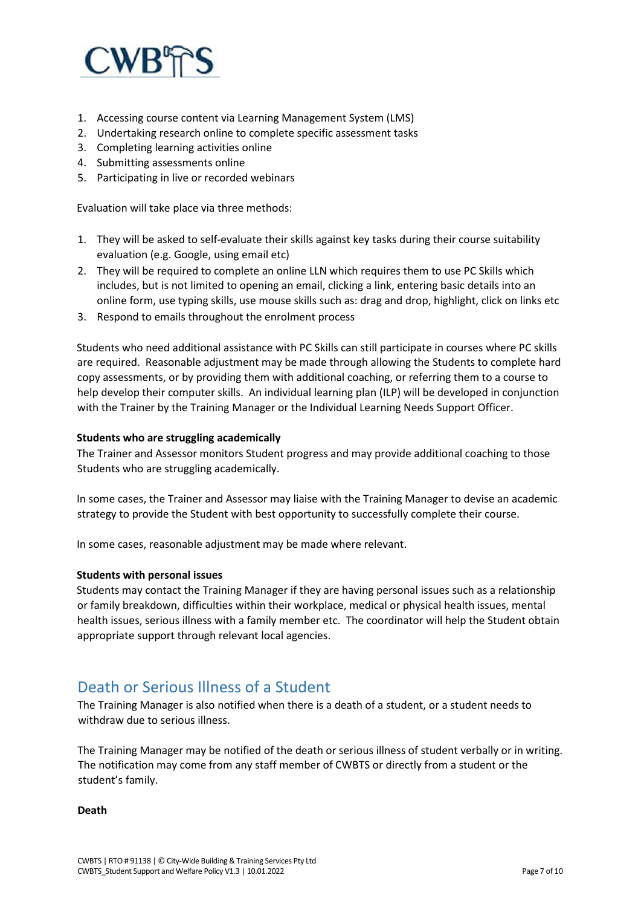1. Accessing course content via Learning Management System (LMS)
2. Undertaking research online to complete specific assessment tasks
3. Completing learning activities online
4. Submitting assessments online
5. Participating in live or recorded webinars

Evaluation will take place via three methods:

1. They will be asked to self-evaluate their skills against key tasks during their course suitability evaluation (e.g. Google, using email etc)
2. They will be required to complete an online LLN which requires them to use PC Skills which includes, but is not limited to opening an email, clicking a link, entering basic details into an online form, use typing skills, use mouse skills such as: drag and drop, highlight, click on links etc
3. Respond to emails throughout the enrolment process

Students who need additional assistance with PC Skills can still participate in courses where PC skills are required. Reasonable adjustment may be made through allowing the Students to complete hard copy assessments, or by providing them with additional coaching, or referring them to a course to help develop their computer skills. An individual learning plan (ILP) will be developed in conjunction with the Trainer by the Training Manager or the Individual Learning Needs Support Officer.

**Students who are struggling academically**

The Trainer and Assessor monitors Student progress and may provide additional coaching to those Students who are struggling academically.

In some cases, the Trainer and Assessor may liaise with the Training Manager to devise an academic strategy to provide the Student with best opportunity to successfully complete their course.

In some cases, reasonable adjustment may be made where relevant.

**Students with personal issues**

Students may contact the Training Manager if they are having personal issues such as a relationship or family breakdown, difficulties within their workplace, medical or physical health issues, mental health issues, serious illness with a family member etc. The coordinator will help the Student obtain appropriate support through relevant local agencies.

## Death or Serious Illness of a Student

The Training Manager is also notified when there is a death of a student, or a student needs to withdraw due to serious illness.

The Training Manager may be notified of the death or serious illness of student verbally or in writing. The notification may come from any staff member of CWBTS or directly from a student or the student's family.

**Death**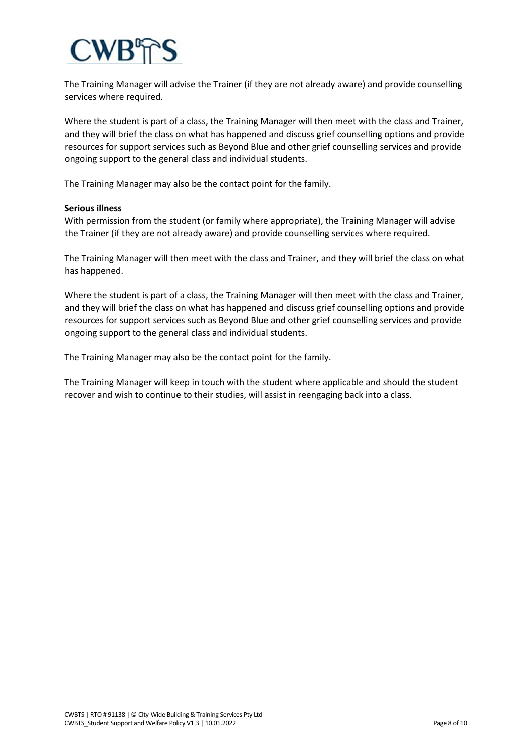The Training Manager will advise the Trainer (if they are not already aware) and provide counselling services where required.

Where the student is part of a class, the Training Manager will then meet with the class and Trainer, and they will brief the class on what has happened and discuss grief counselling options and provide resources for support services such as Beyond Blue and other grief counselling services and provide ongoing support to the general class and individual students.

The Training Manager may also be the contact point for the family.

**Serious illness**

With permission from the student (or family where appropriate), the Training Manager will advise the Trainer (if they are not already aware) and provide counselling services where required.

The Training Manager will then meet with the class and Trainer, and they will brief the class on what has happened.

Where the student is part of a class, the Training Manager will then meet with the class and Trainer, and they will brief the class on what has happened and discuss grief counselling options and provide resources for support services such as Beyond Blue and other grief counselling services and provide ongoing support to the general class and individual students.

The Training Manager may also be the contact point for the family.

The Training Manager will keep in touch with the student where applicable and should the student recover and wish to continue to their studies, will assist in reengaging back into a class.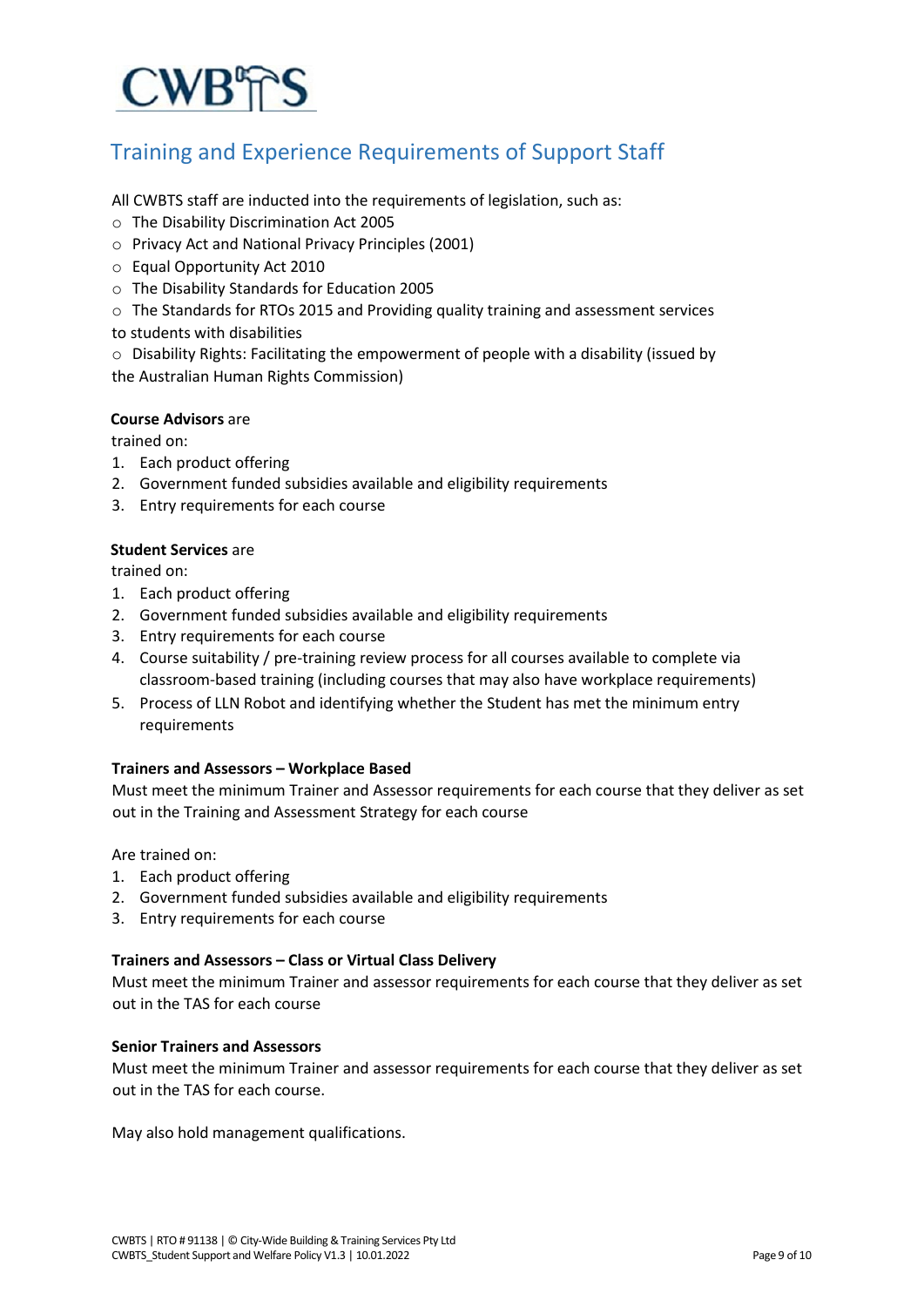## Training and Experience Requirements of Support Staff

All CWBTS staff are inducted into the requirements of legislation, such as:

- The Disability Discrimination Act 2005
- Privacy Act and National Privacy Principles (2001)
- Equal Opportunity Act 2010
- The Disability Standards for Education 2005
- The Standards for RTOs 2015 and Providing quality training and assessment services to students with disabilities
- Disability Rights: Facilitating the empowerment of people with a disability (issued by the Australian Human Rights Commission)

**Course Advisors** are trained on:

1. Each product offering
2. Government funded subsidies available and eligibility requirements
3. Entry requirements for each course

**Student Services** are trained on:

1. Each product offering
2. Government funded subsidies available and eligibility requirements
3. Entry requirements for each course
4. Course suitability / pre-training review process for all courses available to complete via classroom-based training (including courses that may also have workplace requirements)
5. Process of LLN Robot and identifying whether the Student has met the minimum entry requirements

**Trainers and Assessors – Workplace Based**

Must meet the minimum Trainer and Assessor requirements for each course that they deliver as set out in the Training and Assessment Strategy for each course

Are trained on:

1. Each product offering
2. Government funded subsidies available and eligibility requirements
3. Entry requirements for each course

**Trainers and Assessors – Class or Virtual Class Delivery**

Must meet the minimum Trainer and assessor requirements for each course that they deliver as set out in the TAS for each course

**Senior Trainers and Assessors**

Must meet the minimum Trainer and assessor requirements for each course that they deliver as set out in the TAS for each course.

May also hold management qualifications.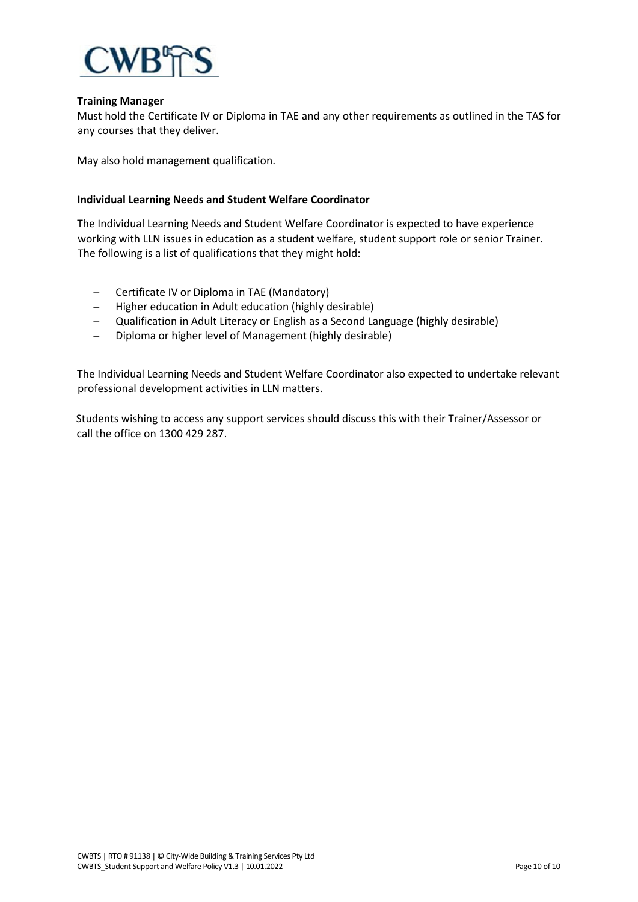**Training Manager**

Must hold the Certificate IV or Diploma in TAE and any other requirements as outlined in the TAS for any courses that they deliver.

May also hold management qualification.

**Individual Learning Needs and Student Welfare Coordinator**

The Individual Learning Needs and Student Welfare Coordinator is expected to have experience working with LLN issues in education as a student welfare, student support role or senior Trainer. The following is a list of qualifications that they might hold:

- Certificate IV or Diploma in TAE (Mandatory)
- Higher education in Adult education (highly desirable)
- Qualification in Adult Literacy or English as a Second Language (highly desirable)
- Diploma or higher level of Management (highly desirable)

The Individual Learning Needs and Student Welfare Coordinator also expected to undertake relevant professional development activities in LLN matters.

Students wishing to access any support services should discuss this with their Trainer/Assessor or call the office on 1300 429 287.